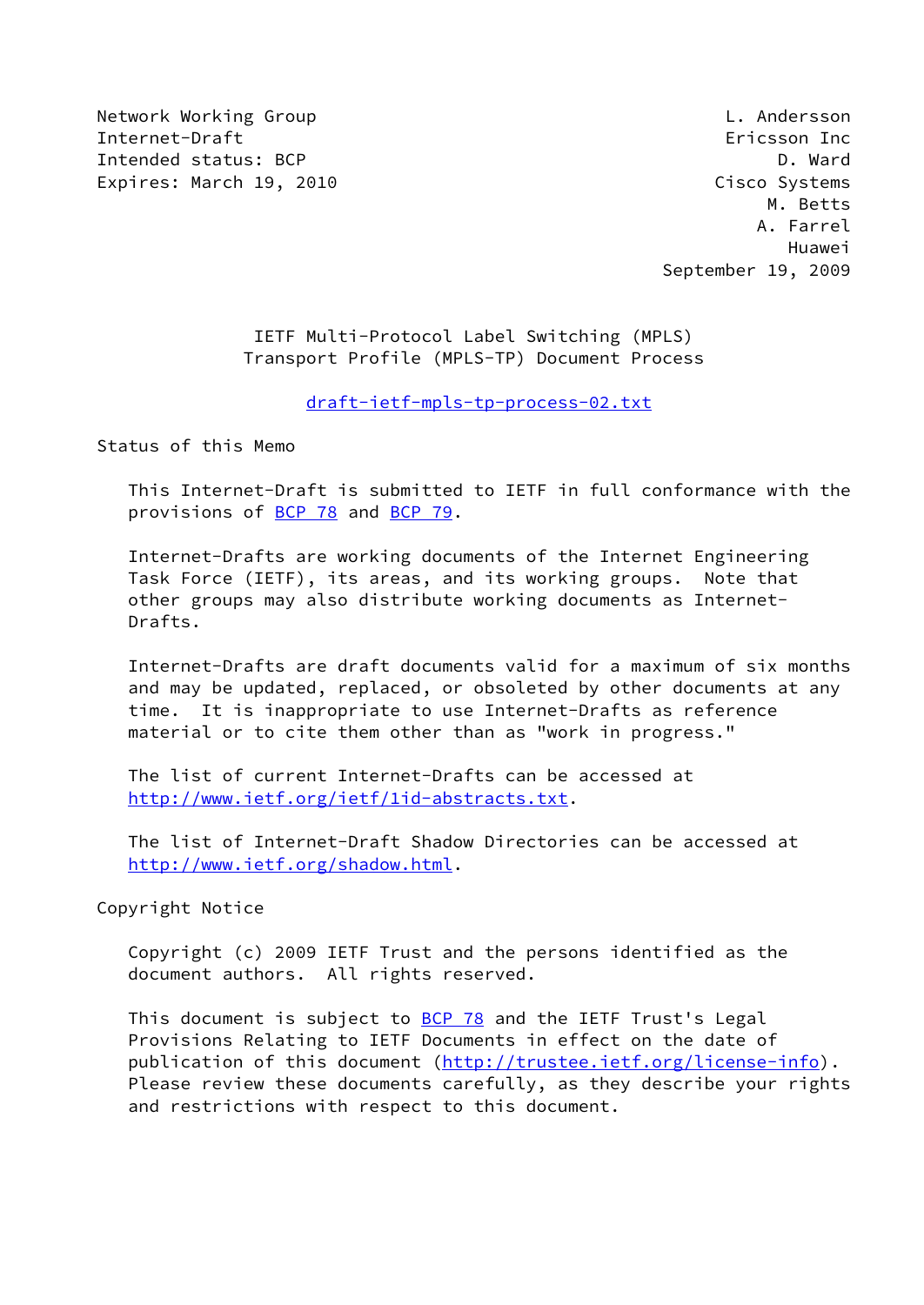Network Working Group L. Andersson
Internet-Draft Ericsson Inc
Intended status: BCP D. Ward
Expires: March 19, 2010 Cisco Systems
M. Betts
A. Farrel
Huawei
September 19, 2009

# IETF Multi-Protocol Label Switching (MPLS) Transport Profile (MPLS-TP) Document Process

draft-ietf-mpls-tp-process-02.txt

## Status of this Memo

This Internet-Draft is submitted to IETF in full conformance with the provisions of BCP 78 and BCP 79.

Internet-Drafts are working documents of the Internet Engineering Task Force (IETF), its areas, and its working groups. Note that other groups may also distribute working documents as Internet-Drafts.

Internet-Drafts are draft documents valid for a maximum of six months and may be updated, replaced, or obsoleted by other documents at any time. It is inappropriate to use Internet-Drafts as reference material or to cite them other than as "work in progress."

The list of current Internet-Drafts can be accessed at http://www.ietf.org/ietf/1id-abstracts.txt.

The list of Internet-Draft Shadow Directories can be accessed at http://www.ietf.org/shadow.html.

## Copyright Notice

Copyright (c) 2009 IETF Trust and the persons identified as the document authors. All rights reserved.

This document is subject to BCP 78 and the IETF Trust's Legal Provisions Relating to IETF Documents in effect on the date of publication of this document (http://trustee.ietf.org/license-info). Please review these documents carefully, as they describe your rights and restrictions with respect to this document.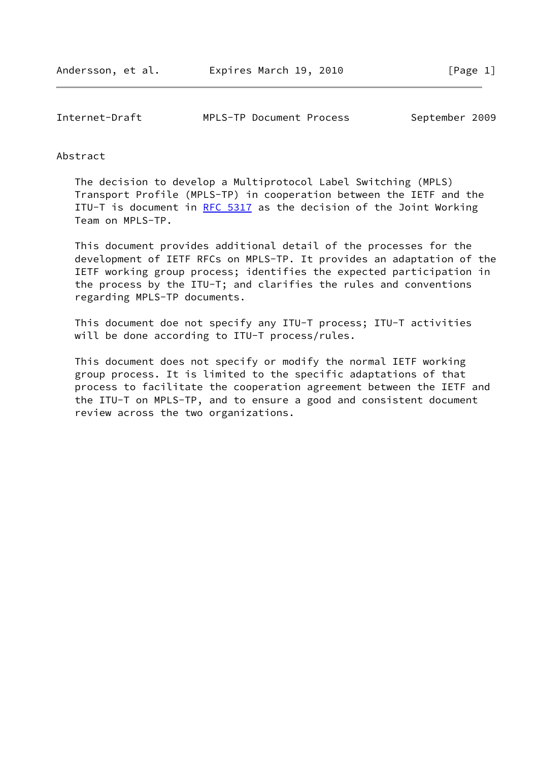## Abstract

The decision to develop a Multiprotocol Label Switching (MPLS) Transport Profile (MPLS-TP) in cooperation between the IETF and the ITU-T is document in RFC 5317 as the decision of the Joint Working Team on MPLS-TP.

This document provides additional detail of the processes for the development of IETF RFCs on MPLS-TP. It provides an adaptation of the IETF working group process; identifies the expected participation in the process by the ITU-T; and clarifies the rules and conventions regarding MPLS-TP documents.

This document doe not specify any ITU-T process; ITU-T activities will be done according to ITU-T process/rules.

This document does not specify or modify the normal IETF working group process. It is limited to the specific adaptations of that process to facilitate the cooperation agreement between the IETF and the ITU-T on MPLS-TP, and to ensure a good and consistent document review across the two organizations.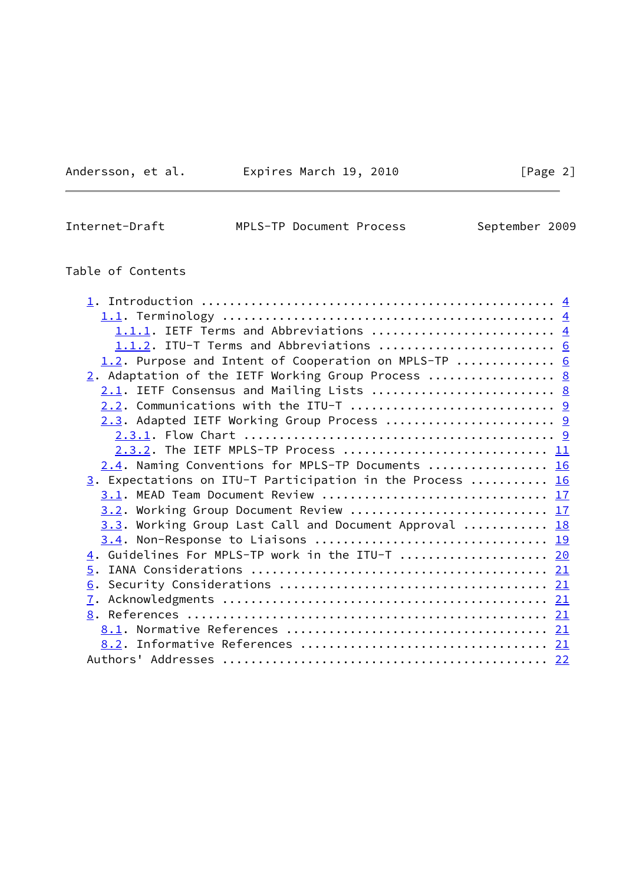Table of Contents

1. Introduction .................................................. 4
   1.1. Terminology ............................................... 4
      1.1.1. IETF Terms and Abbreviations ......................... 4
      1.1.2. ITU-T Terms and Abbreviations ........................ 6
   1.2. Purpose and Intent of Cooperation on MPLS-TP .............. 6
2. Adaptation of the IETF Working Group Process .................. 8
   2.1. IETF Consensus and Mailing Lists .......................... 8
   2.2. Communications with the ITU-T ............................. 9
   2.3. Adapted IETF Working Group Process ........................ 9
      2.3.1. Flow Chart ........................................... 9
      2.3.2. The IETF MPLS-TP Process ............................ 11
   2.4. Naming Conventions for MPLS-TP Documents ................. 16
3. Expectations on ITU-T Participation in the Process ........... 16
   3.1. MEAD Team Document Review ................................ 17
   3.2. Working Group Document Review ............................ 17
   3.3. Working Group Last Call and Document Approval ............ 18
   3.4. Non-Response to Liaisons ................................. 19
4. Guidelines For MPLS-TP work in the ITU-T ..................... 20
5. IANA Considerations .......................................... 21
6. Security Considerations ...................................... 21
7. Acknowledgments .............................................. 21
8. References ................................................... 21
   8.1. Normative References ..................................... 21
   8.2. Informative References ................................... 21
Authors' Addresses .............................................. 22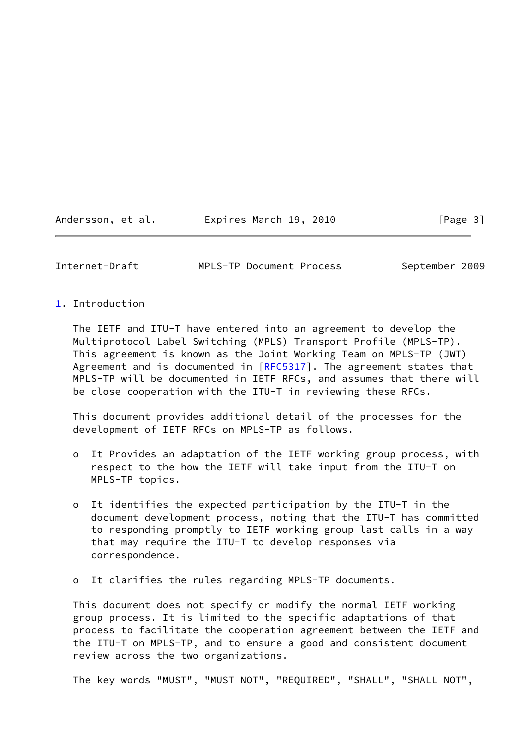# 1. Introduction

The IETF and ITU-T have entered into an agreement to develop the Multiprotocol Label Switching (MPLS) Transport Profile (MPLS-TP). This agreement is known as the Joint Working Team on MPLS-TP (JWT) Agreement and is documented in [RFC5317]. The agreement states that MPLS-TP will be documented in IETF RFCs, and assumes that there will be close cooperation with the ITU-T in reviewing these RFCs.

This document provides additional detail of the processes for the development of IETF RFCs on MPLS-TP as follows.

- It Provides an adaptation of the IETF working group process, with respect to the how the IETF will take input from the ITU-T on MPLS-TP topics.

- It identifies the expected participation by the ITU-T in the document development process, noting that the ITU-T has committed to responding promptly to IETF working group last calls in a way that may require the ITU-T to develop responses via correspondence.

- It clarifies the rules regarding MPLS-TP documents.

This document does not specify or modify the normal IETF working group process. It is limited to the specific adaptations of that process to facilitate the cooperation agreement between the IETF and the ITU-T on MPLS-TP, and to ensure a good and consistent document review across the two organizations.

The key words "MUST", "MUST NOT", "REQUIRED", "SHALL", "SHALL NOT",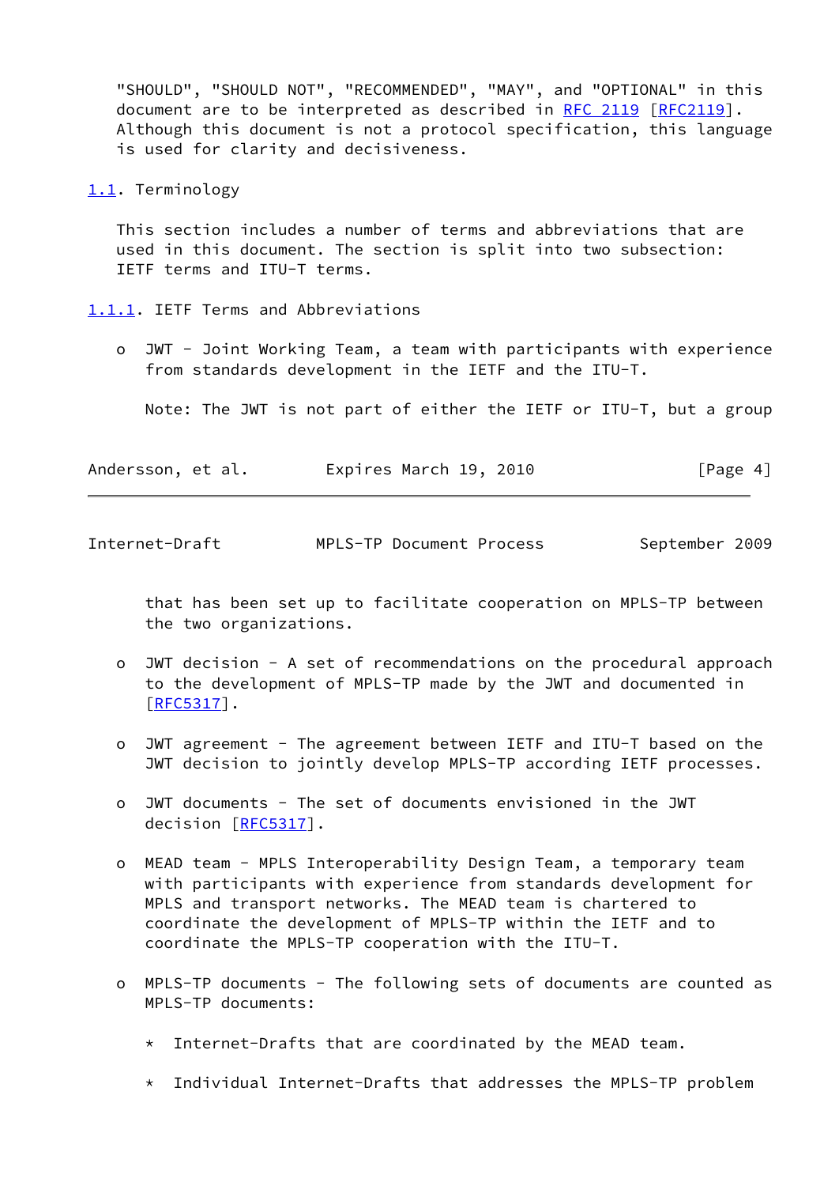"SHOULD", "SHOULD NOT", "RECOMMENDED", "MAY", and "OPTIONAL" in this document are to be interpreted as described in RFC 2119 [RFC2119]. Although this document is not a protocol specification, this language is used for clarity and decisiveness.

### 1.1. Terminology

This section includes a number of terms and abbreviations that are used in this document. The section is split into two subsection: IETF terms and ITU-T terms.

#### 1.1.1. IETF Terms and Abbreviations

- JWT - Joint Working Team, a team with participants with experience from standards development in the IETF and the ITU-T.

  Note: The JWT is not part of either the IETF or ITU-T, but a group that has been set up to facilitate cooperation on MPLS-TP between the two organizations.

- JWT decision - A set of recommendations on the procedural approach to the development of MPLS-TP made by the JWT and documented in [RFC5317].

- JWT agreement - The agreement between IETF and ITU-T based on the JWT decision to jointly develop MPLS-TP according IETF processes.

- JWT documents - The set of documents envisioned in the JWT decision [RFC5317].

- MEAD team - MPLS Interoperability Design Team, a temporary team with participants with experience from standards development for MPLS and transport networks. The MEAD team is chartered to coordinate the development of MPLS-TP within the IETF and to coordinate the MPLS-TP cooperation with the ITU-T.

- MPLS-TP documents - The following sets of documents are counted as MPLS-TP documents:

  * Internet-Drafts that are coordinated by the MEAD team.

  * Individual Internet-Drafts that addresses the MPLS-TP problem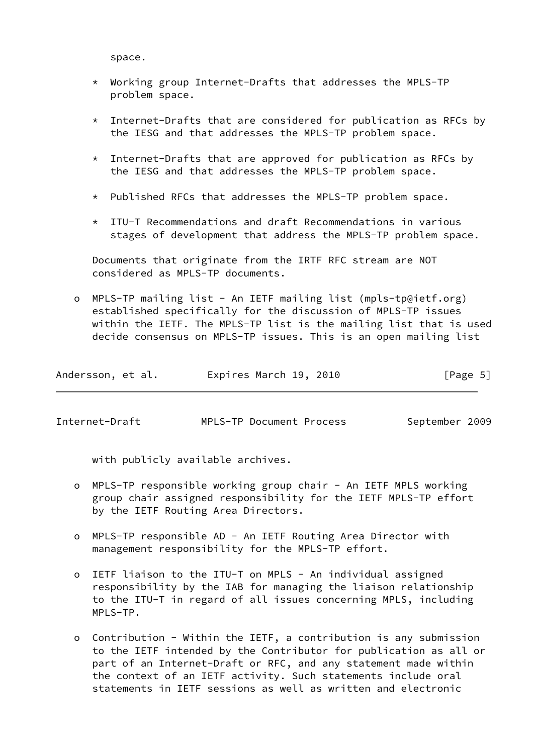space.

  * Working group Internet-Drafts that addresses the MPLS-TP problem space.

  * Internet-Drafts that are considered for publication as RFCs by the IESG and that addresses the MPLS-TP problem space.

  * Internet-Drafts that are approved for publication as RFCs by the IESG and that addresses the MPLS-TP problem space.

  * Published RFCs that addresses the MPLS-TP problem space.

  * ITU-T Recommendations and draft Recommendations in various stages of development that address the MPLS-TP problem space.

  Documents that originate from the IRTF RFC stream are NOT considered as MPLS-TP documents.

- MPLS-TP mailing list - An IETF mailing list (mpls-tp@ietf.org) established specifically for the discussion of MPLS-TP issues within the IETF. The MPLS-TP list is the mailing list that is used decide consensus on MPLS-TP issues. This is an open mailing list with publicly available archives.

- MPLS-TP responsible working group chair - An IETF MPLS working group chair assigned responsibility for the IETF MPLS-TP effort by the IETF Routing Area Directors.

- MPLS-TP responsible AD - An IETF Routing Area Director with management responsibility for the MPLS-TP effort.

- IETF liaison to the ITU-T on MPLS - An individual assigned responsibility by the IAB for managing the liaison relationship to the ITU-T in regard of all issues concerning MPLS, including MPLS-TP.

- Contribution - Within the IETF, a contribution is any submission to the IETF intended by the Contributor for publication as all or part of an Internet-Draft or RFC, and any statement made within the context of an IETF activity. Such statements include oral statements in IETF sessions as well as written and electronic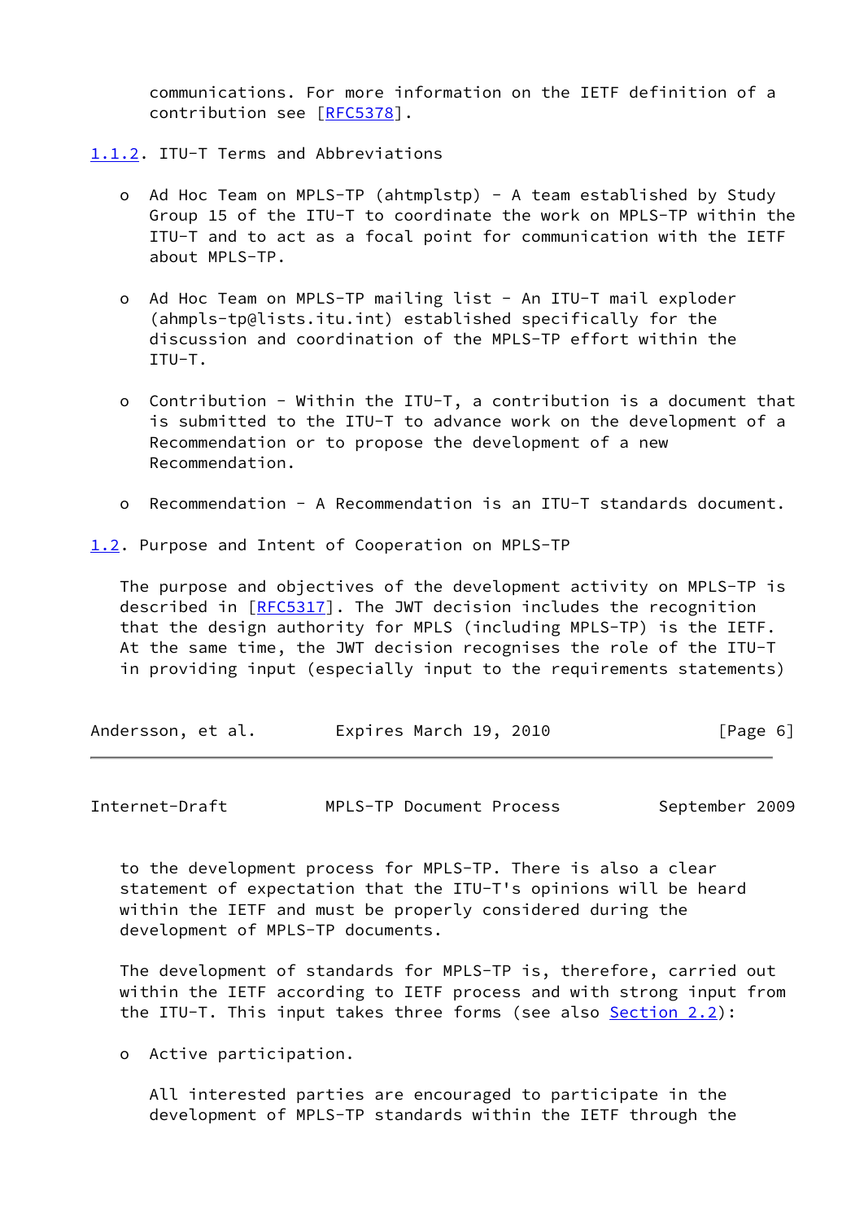communications. For more information on the IETF definition of a contribution see [RFC5378].

### 1.1.2. ITU-T Terms and Abbreviations

- Ad Hoc Team on MPLS-TP (ahtmplstp) - A team established by Study Group 15 of the ITU-T to coordinate the work on MPLS-TP within the ITU-T and to act as a focal point for communication with the IETF about MPLS-TP.

- Ad Hoc Team on MPLS-TP mailing list - An ITU-T mail exploder (ahmpls-tp@lists.itu.int) established specifically for the discussion and coordination of the MPLS-TP effort within the ITU-T.

- Contribution - Within the ITU-T, a contribution is a document that is submitted to the ITU-T to advance work on the development of a Recommendation or to propose the development of a new Recommendation.

- Recommendation - A Recommendation is an ITU-T standards document.

## 1.2. Purpose and Intent of Cooperation on MPLS-TP

The purpose and objectives of the development activity on MPLS-TP is described in [RFC5317]. The JWT decision includes the recognition that the design authority for MPLS (including MPLS-TP) is the IETF. At the same time, the JWT decision recognises the role of the ITU-T in providing input (especially input to the requirements statements) to the development process for MPLS-TP. There is also a clear statement of expectation that the ITU-T's opinions will be heard within the IETF and must be properly considered during the development of MPLS-TP documents.

The development of standards for MPLS-TP is, therefore, carried out within the IETF according to IETF process and with strong input from the ITU-T. This input takes three forms (see also Section 2.2):

- Active participation.

  All interested parties are encouraged to participate in the development of MPLS-TP standards within the IETF through the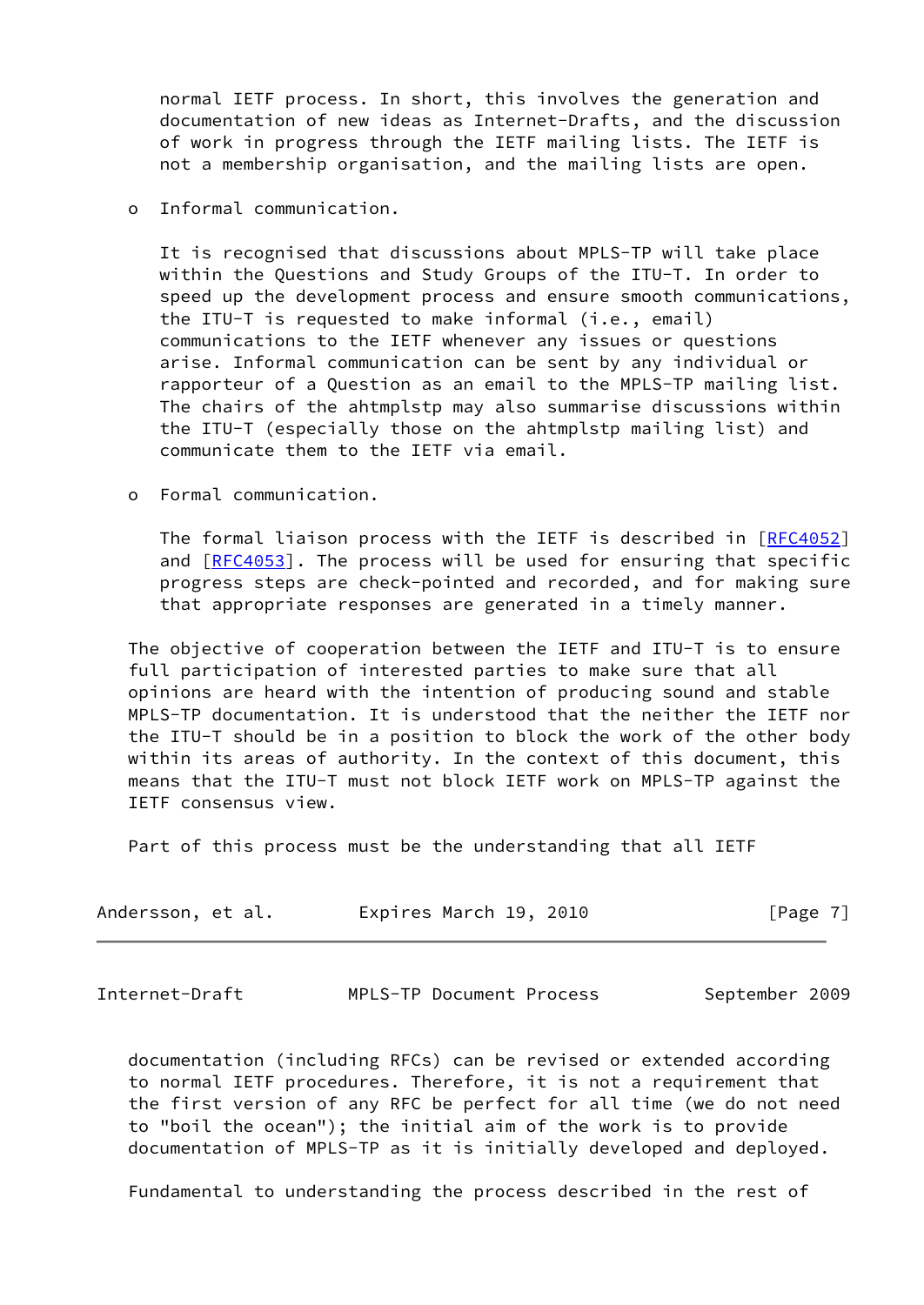normal IETF process. In short, this involves the generation and documentation of new ideas as Internet-Drafts, and the discussion of work in progress through the IETF mailing lists. The IETF is not a membership organisation, and the mailing lists are open.

- Informal communication.

  It is recognised that discussions about MPLS-TP will take place within the Questions and Study Groups of the ITU-T. In order to speed up the development process and ensure smooth communications, the ITU-T is requested to make informal (i.e., email) communications to the IETF whenever any issues or questions arise. Informal communication can be sent by any individual or rapporteur of a Question as an email to the MPLS-TP mailing list. The chairs of the ahtmplstp may also summarise discussions within the ITU-T (especially those on the ahtmplstp mailing list) and communicate them to the IETF via email.

- Formal communication.

  The formal liaison process with the IETF is described in [RFC4052] and [RFC4053]. The process will be used for ensuring that specific progress steps are check-pointed and recorded, and for making sure that appropriate responses are generated in a timely manner.

The objective of cooperation between the IETF and ITU-T is to ensure full participation of interested parties to make sure that all opinions are heard with the intention of producing sound and stable MPLS-TP documentation. It is understood that the neither the IETF nor the ITU-T should be in a position to block the work of the other body within its areas of authority. In the context of this document, this means that the ITU-T must not block IETF work on MPLS-TP against the IETF consensus view.

Part of this process must be the understanding that all IETF documentation (including RFCs) can be revised or extended according to normal IETF procedures. Therefore, it is not a requirement that the first version of any RFC be perfect for all time (we do not need to "boil the ocean"); the initial aim of the work is to provide documentation of MPLS-TP as it is initially developed and deployed.

Fundamental to understanding the process described in the rest of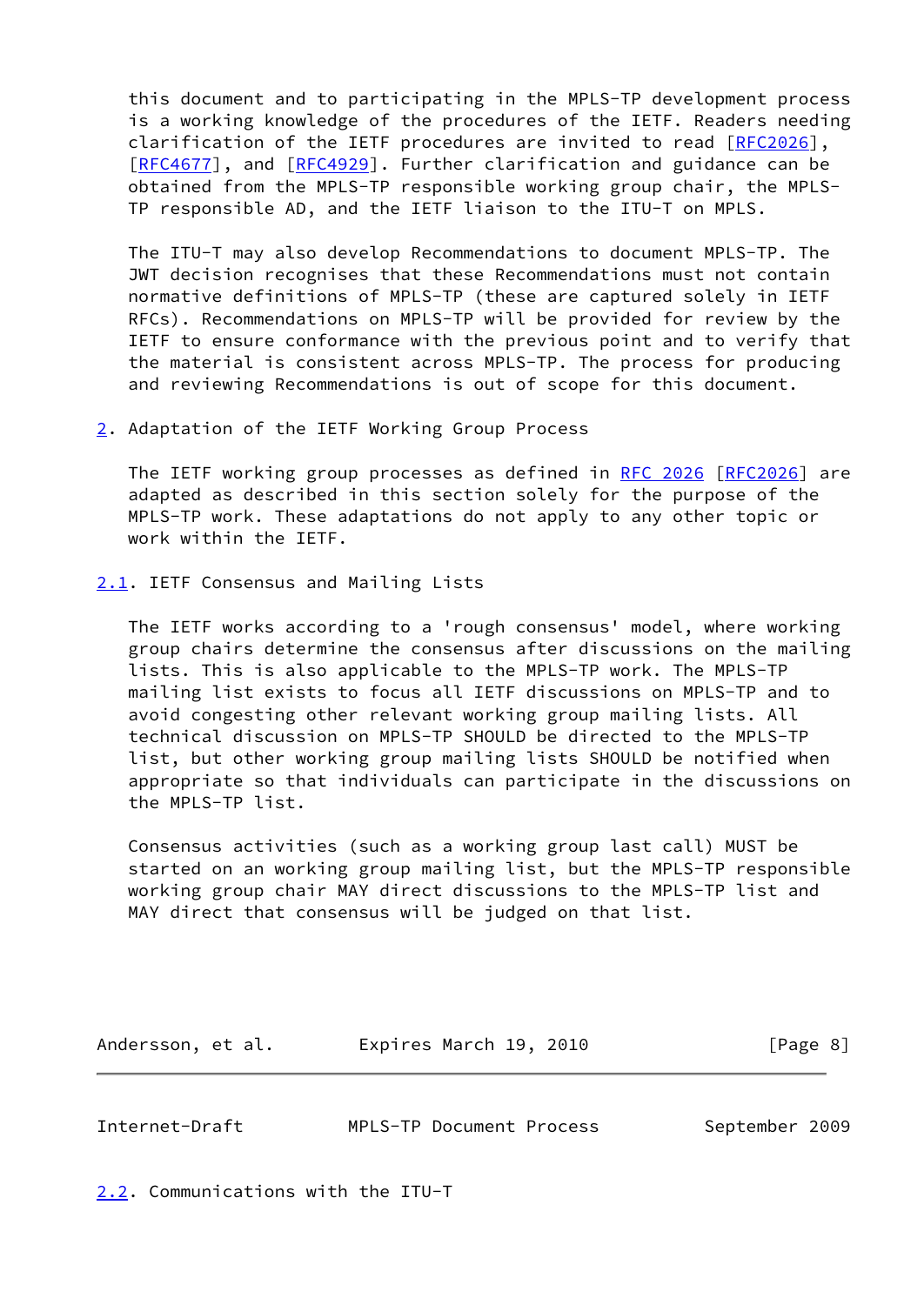this document and to participating in the MPLS-TP development process is a working knowledge of the procedures of the IETF. Readers needing clarification of the IETF procedures are invited to read [RFC2026], [RFC4677], and [RFC4929]. Further clarification and guidance can be obtained from the MPLS-TP responsible working group chair, the MPLS-TP responsible AD, and the IETF liaison to the ITU-T on MPLS.

The ITU-T may also develop Recommendations to document MPLS-TP. The JWT decision recognises that these Recommendations must not contain normative definitions of MPLS-TP (these are captured solely in IETF RFCs). Recommendations on MPLS-TP will be provided for review by the IETF to ensure conformance with the previous point and to verify that the material is consistent across MPLS-TP. The process for producing and reviewing Recommendations is out of scope for this document.

## 2. Adaptation of the IETF Working Group Process

The IETF working group processes as defined in RFC 2026 [RFC2026] are adapted as described in this section solely for the purpose of the MPLS-TP work. These adaptations do not apply to any other topic or work within the IETF.

### 2.1. IETF Consensus and Mailing Lists

The IETF works according to a 'rough consensus' model, where working group chairs determine the consensus after discussions on the mailing lists. This is also applicable to the MPLS-TP work. The MPLS-TP mailing list exists to focus all IETF discussions on MPLS-TP and to avoid congesting other relevant working group mailing lists. All technical discussion on MPLS-TP SHOULD be directed to the MPLS-TP list, but other working group mailing lists SHOULD be notified when appropriate so that individuals can participate in the discussions on the MPLS-TP list.

Consensus activities (such as a working group last call) MUST be started on an working group mailing list, but the MPLS-TP responsible working group chair MAY direct discussions to the MPLS-TP list and MAY direct that consensus will be judged on that list.

### 2.2. Communications with the ITU-T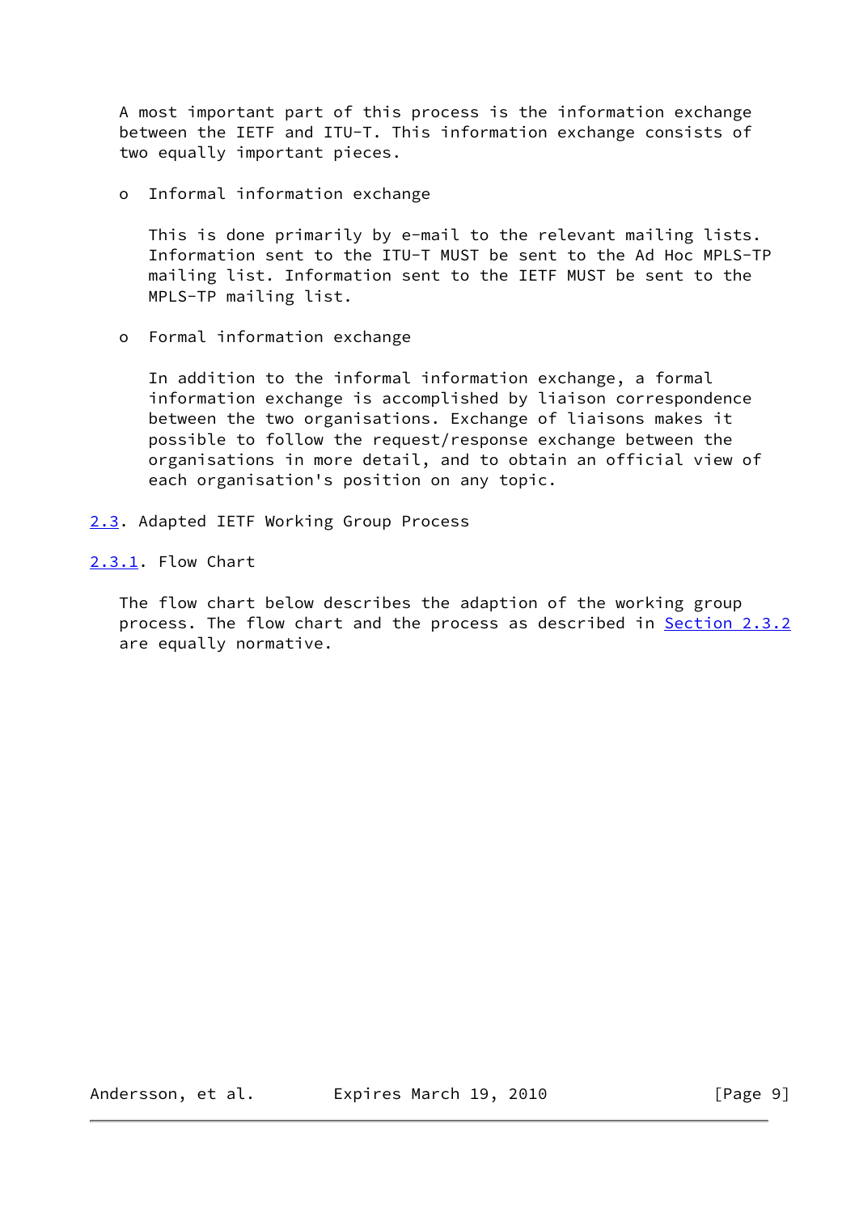A most important part of this process is the information exchange between the IETF and ITU-T. This information exchange consists of two equally important pieces.

- Informal information exchange

  This is done primarily by e-mail to the relevant mailing lists. Information sent to the ITU-T MUST be sent to the Ad Hoc MPLS-TP mailing list. Information sent to the IETF MUST be sent to the MPLS-TP mailing list.

- Formal information exchange

  In addition to the informal information exchange, a formal information exchange is accomplished by liaison correspondence between the two organisations. Exchange of liaisons makes it possible to follow the request/response exchange between the organisations in more detail, and to obtain an official view of each organisation's position on any topic.

## 2.3. Adapted IETF Working Group Process

### 2.3.1. Flow Chart

The flow chart below describes the adaption of the working group process. The flow chart and the process as described in Section 2.3.2 are equally normative.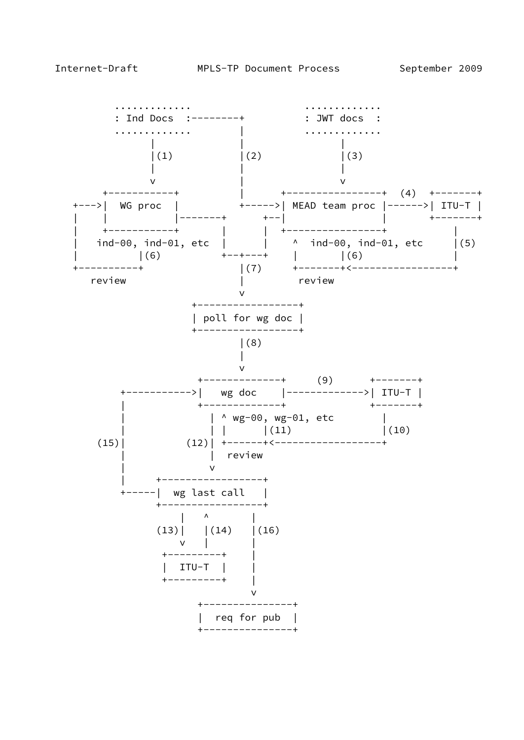```
          .............                     .............
          : Ind Docs  :--------+            : JWT docs  :
          .............        |            .............
                |              |                  |
                |(1)           |(2)               |(3)
                |              |                  |
                v              |                  v
        +-----------+          |      +----------------+  (4)  +-------+
   +--->|  WG proc  |          +----->| MEAD team proc |------>| ITU-T |
   |    |           |-------+      +--|                |       +-------+
   |    +-----------+       |      |  +----------------+           |
   |   ind-00, ind-01, etc  |      |    ^  ind-00, ind-01, etc     |(5)
   |          |(6)          +--+---+    |       |(6)               |
   +----------+                |(7)     +-------+<-----------------+
      review                   |         review
                               v
                   +-----------------+
                   | poll for wg doc |
                   +-----------------+
                               |(8)
                               |
                               v
                    +-------------+     (9)      +-------+
        +---------->|   wg doc    |------------->| ITU-T |
        |           +-------------+              +-------+
        |             | ^ wg-00, wg-01, etc          |
        |             | |      |(11)                 |(10)
    (15)|         (12)| +------+<--------------------+
        |             |  review
        |             v
        |      +-----------------+
        +------|  wg last call   |
               +-----------------+
                   |   ^        |
               (13)|   |(14)    |(16)
                   v   |        |
               +---------+      |
               |  ITU-T  |      |
               +---------+      |
                                v
                    +---------------+
                    |  req for pub  |
                    +---------------+
```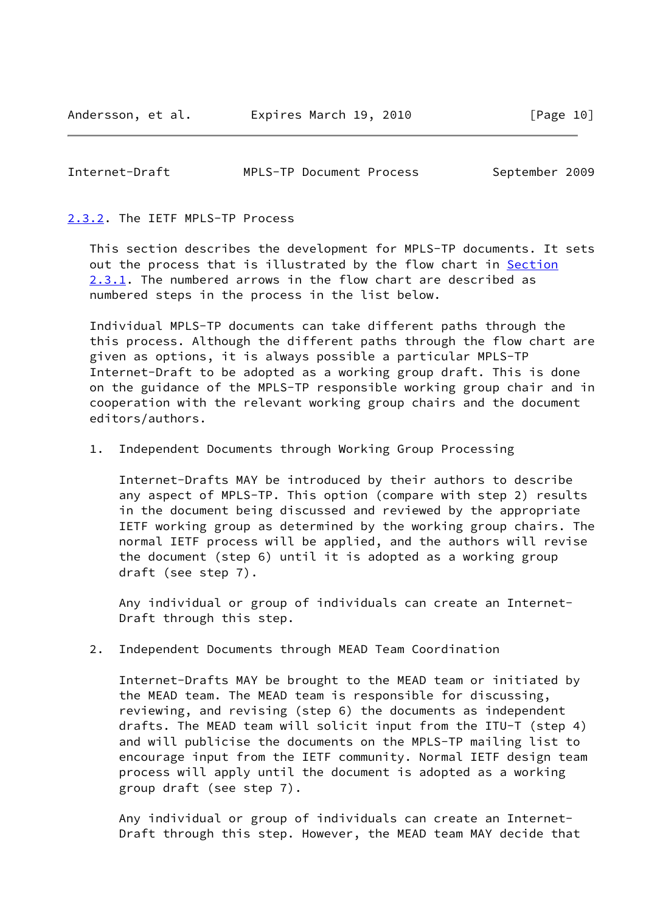### 2.3.2. The IETF MPLS-TP Process

This section describes the development for MPLS-TP documents. It sets out the process that is illustrated by the flow chart in Section 2.3.1. The numbered arrows in the flow chart are described as numbered steps in the process in the list below.

Individual MPLS-TP documents can take different paths through the this process. Although the different paths through the flow chart are given as options, it is always possible a particular MPLS-TP Internet-Draft to be adopted as a working group draft. This is done on the guidance of the MPLS-TP responsible working group chair and in cooperation with the relevant working group chairs and the document editors/authors.

1. Independent Documents through Working Group Processing

   Internet-Drafts MAY be introduced by their authors to describe any aspect of MPLS-TP. This option (compare with step 2) results in the document being discussed and reviewed by the appropriate IETF working group as determined by the working group chairs. The normal IETF process will be applied, and the authors will revise the document (step 6) until it is adopted as a working group draft (see step 7).

   Any individual or group of individuals can create an Internet-Draft through this step.

2. Independent Documents through MEAD Team Coordination

   Internet-Drafts MAY be brought to the MEAD team or initiated by the MEAD team. The MEAD team is responsible for discussing, reviewing, and revising (step 6) the documents as independent drafts. The MEAD team will solicit input from the ITU-T (step 4) and will publicise the documents on the MPLS-TP mailing list to encourage input from the IETF community. Normal IETF design team process will apply until the document is adopted as a working group draft (see step 7).

   Any individual or group of individuals can create an Internet-Draft through this step. However, the MEAD team MAY decide that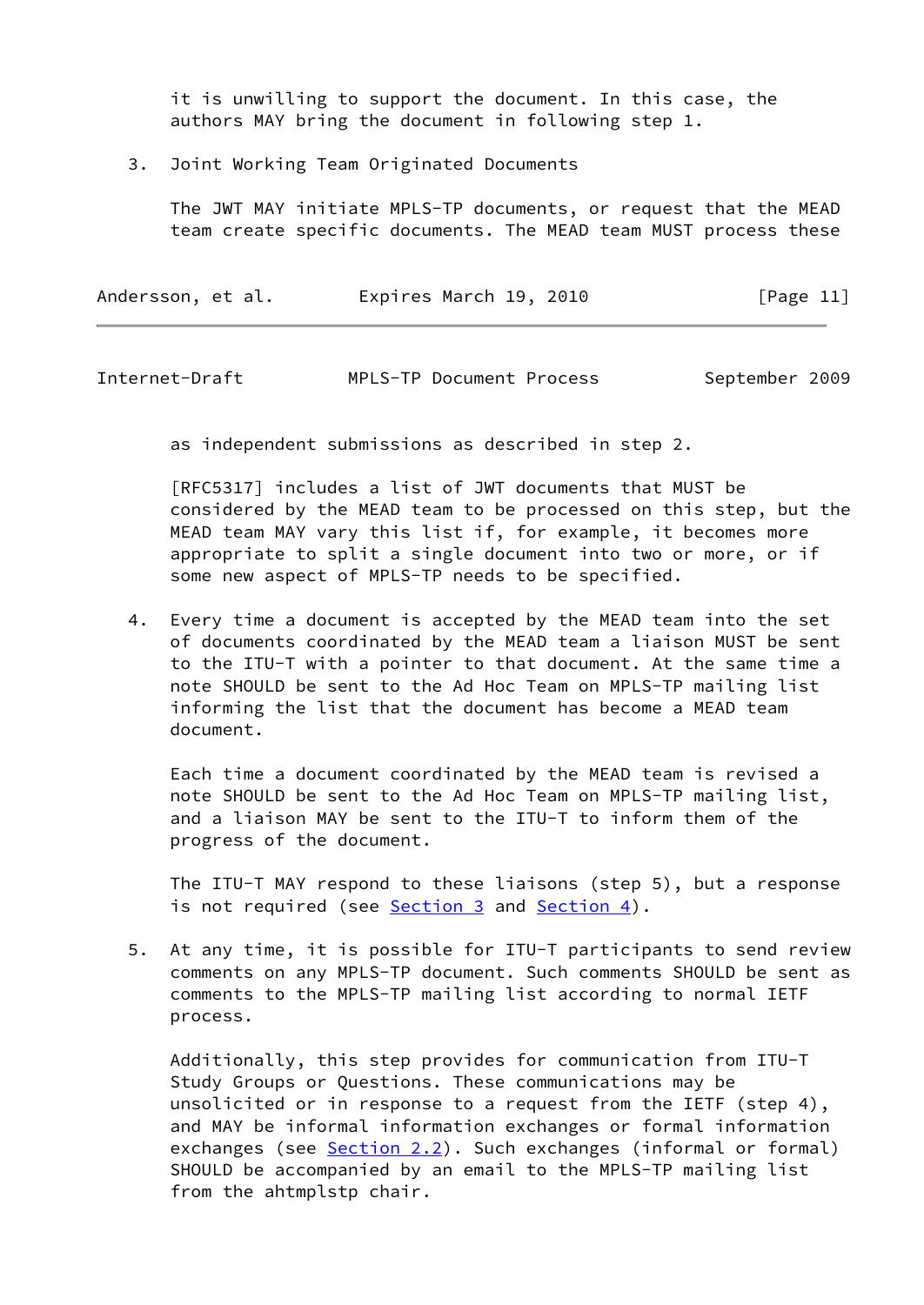it is unwilling to support the document. In this case, the authors MAY bring the document in following step 1.

3. Joint Working Team Originated Documents

   The JWT MAY initiate MPLS-TP documents, or request that the MEAD team create specific documents. The MEAD team MUST process these as independent submissions as described in step 2.

   [RFC5317] includes a list of JWT documents that MUST be considered by the MEAD team to be processed on this step, but the MEAD team MAY vary this list if, for example, it becomes more appropriate to split a single document into two or more, or if some new aspect of MPLS-TP needs to be specified.

4. Every time a document is accepted by the MEAD team into the set of documents coordinated by the MEAD team a liaison MUST be sent to the ITU-T with a pointer to that document. At the same time a note SHOULD be sent to the Ad Hoc Team on MPLS-TP mailing list informing the list that the document has become a MEAD team document.

   Each time a document coordinated by the MEAD team is revised a note SHOULD be sent to the Ad Hoc Team on MPLS-TP mailing list, and a liaison MAY be sent to the ITU-T to inform them of the progress of the document.

   The ITU-T MAY respond to these liaisons (step 5), but a response is not required (see Section 3 and Section 4).

5. At any time, it is possible for ITU-T participants to send review comments on any MPLS-TP document. Such comments SHOULD be sent as comments to the MPLS-TP mailing list according to normal IETF process.

   Additionally, this step provides for communication from ITU-T Study Groups or Questions. These communications may be unsolicited or in response to a request from the IETF (step 4), and MAY be informal information exchanges or formal information exchanges (see Section 2.2). Such exchanges (informal or formal) SHOULD be accompanied by an email to the MPLS-TP mailing list from the ahtmplstp chair.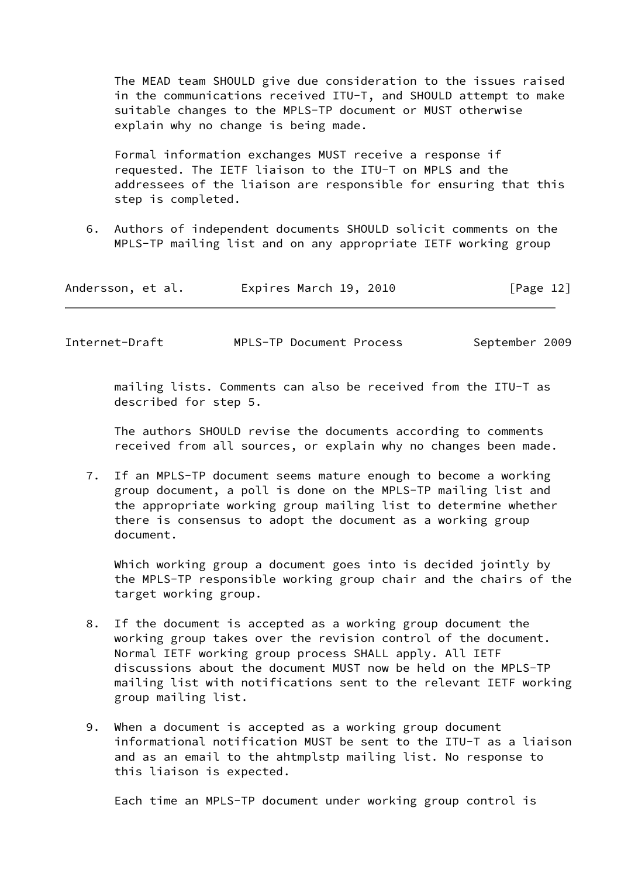The MEAD team SHOULD give due consideration to the issues raised in the communications received ITU-T, and SHOULD attempt to make suitable changes to the MPLS-TP document or MUST otherwise explain why no change is being made.

Formal information exchanges MUST receive a response if requested. The IETF liaison to the ITU-T on MPLS and the addressees of the liaison are responsible for ensuring that this step is completed.

6. Authors of independent documents SHOULD solicit comments on the MPLS-TP mailing list and on any appropriate IETF working group mailing lists. Comments can also be received from the ITU-T as described for step 5.

   The authors SHOULD revise the documents according to comments received from all sources, or explain why no changes been made.

7. If an MPLS-TP document seems mature enough to become a working group document, a poll is done on the MPLS-TP mailing list and the appropriate working group mailing list to determine whether there is consensus to adopt the document as a working group document.

   Which working group a document goes into is decided jointly by the MPLS-TP responsible working group chair and the chairs of the target working group.

8. If the document is accepted as a working group document the working group takes over the revision control of the document. Normal IETF working group process SHALL apply. All IETF discussions about the document MUST now be held on the MPLS-TP mailing list with notifications sent to the relevant IETF working group mailing list.

9. When a document is accepted as a working group document informational notification MUST be sent to the ITU-T as a liaison and as an email to the ahtmplstp mailing list. No response to this liaison is expected.

   Each time an MPLS-TP document under working group control is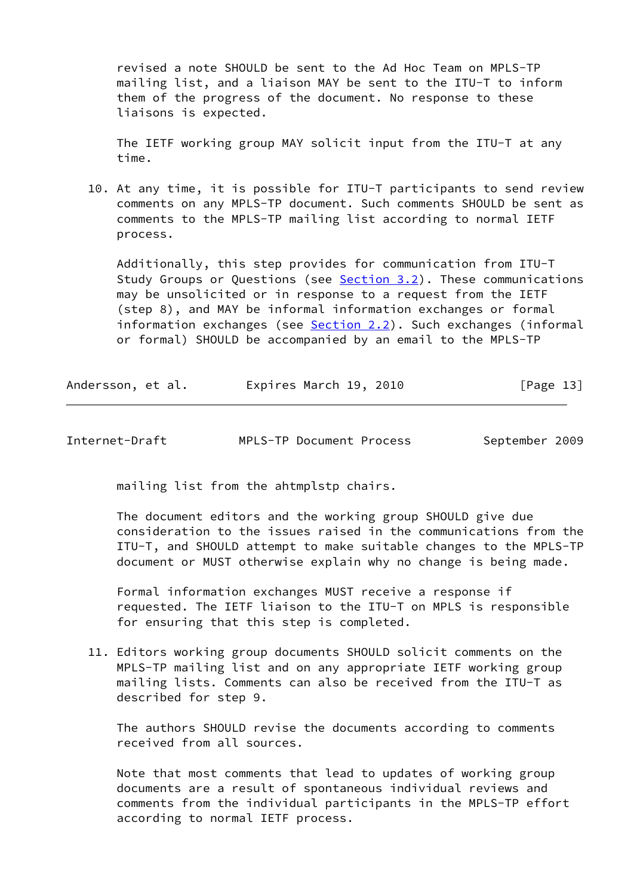revised a note SHOULD be sent to the Ad Hoc Team on MPLS-TP mailing list, and a liaison MAY be sent to the ITU-T to inform them of the progress of the document. No response to these liaisons is expected.

The IETF working group MAY solicit input from the ITU-T at any time.

10. At any time, it is possible for ITU-T participants to send review comments on any MPLS-TP document. Such comments SHOULD be sent as comments to the MPLS-TP mailing list according to normal IETF process.

    Additionally, this step provides for communication from ITU-T Study Groups or Questions (see Section 3.2). These communications may be unsolicited or in response to a request from the IETF (step 8), and MAY be informal information exchanges or formal information exchanges (see Section 2.2). Such exchanges (informal or formal) SHOULD be accompanied by an email to the MPLS-TP mailing list from the ahtmplstp chairs.

    The document editors and the working group SHOULD give due consideration to the issues raised in the communications from the ITU-T, and SHOULD attempt to make suitable changes to the MPLS-TP document or MUST otherwise explain why no change is being made.

    Formal information exchanges MUST receive a response if requested. The IETF liaison to the ITU-T on MPLS is responsible for ensuring that this step is completed.

11. Editors working group documents SHOULD solicit comments on the MPLS-TP mailing list and on any appropriate IETF working group mailing lists. Comments can also be received from the ITU-T as described for step 9.

    The authors SHOULD revise the documents according to comments received from all sources.

    Note that most comments that lead to updates of working group documents are a result of spontaneous individual reviews and comments from the individual participants in the MPLS-TP effort according to normal IETF process.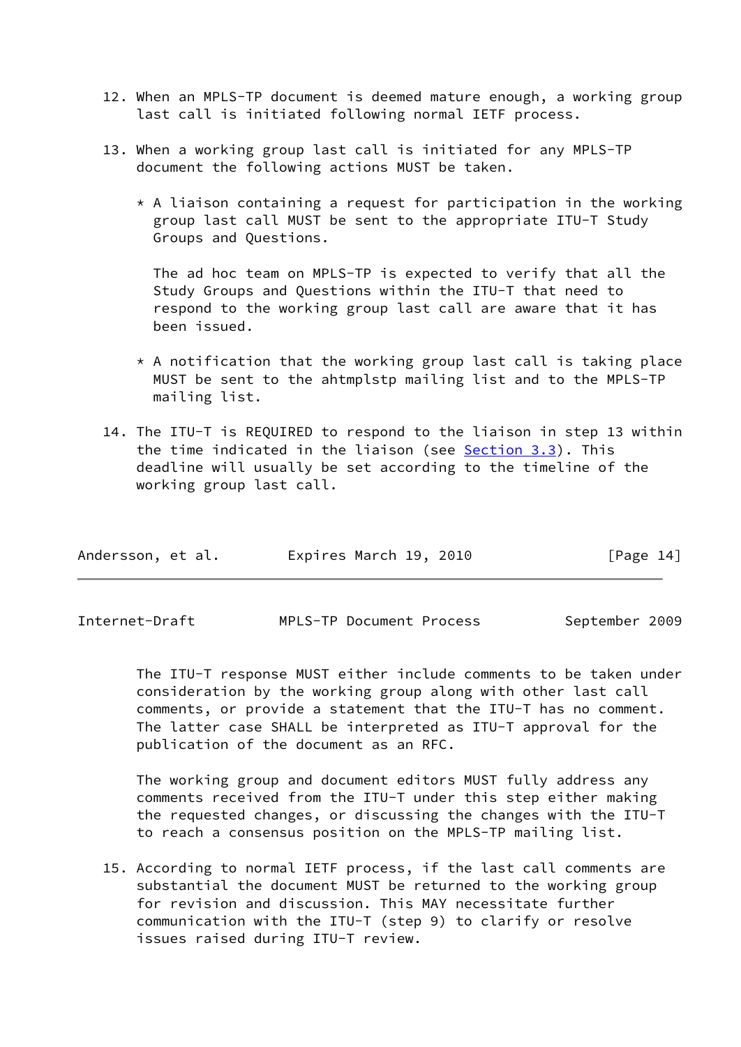12. When an MPLS-TP document is deemed mature enough, a working group last call is initiated following normal IETF process.

13. When a working group last call is initiated for any MPLS-TP document the following actions MUST be taken.

    * A liaison containing a request for participation in the working group last call MUST be sent to the appropriate ITU-T Study Groups and Questions.

      The ad hoc team on MPLS-TP is expected to verify that all the Study Groups and Questions within the ITU-T that need to respond to the working group last call are aware that it has been issued.

    * A notification that the working group last call is taking place MUST be sent to the ahtmplstp mailing list and to the MPLS-TP mailing list.

14. The ITU-T is REQUIRED to respond to the liaison in step 13 within the time indicated in the liaison (see Section 3.3). This deadline will usually be set according to the timeline of the working group last call.

    The ITU-T response MUST either include comments to be taken under consideration by the working group along with other last call comments, or provide a statement that the ITU-T has no comment. The latter case SHALL be interpreted as ITU-T approval for the publication of the document as an RFC.

    The working group and document editors MUST fully address any comments received from the ITU-T under this step either making the requested changes, or discussing the changes with the ITU-T to reach a consensus position on the MPLS-TP mailing list.

15. According to normal IETF process, if the last call comments are substantial the document MUST be returned to the working group for revision and discussion. This MAY necessitate further communication with the ITU-T (step 9) to clarify or resolve issues raised during ITU-T review.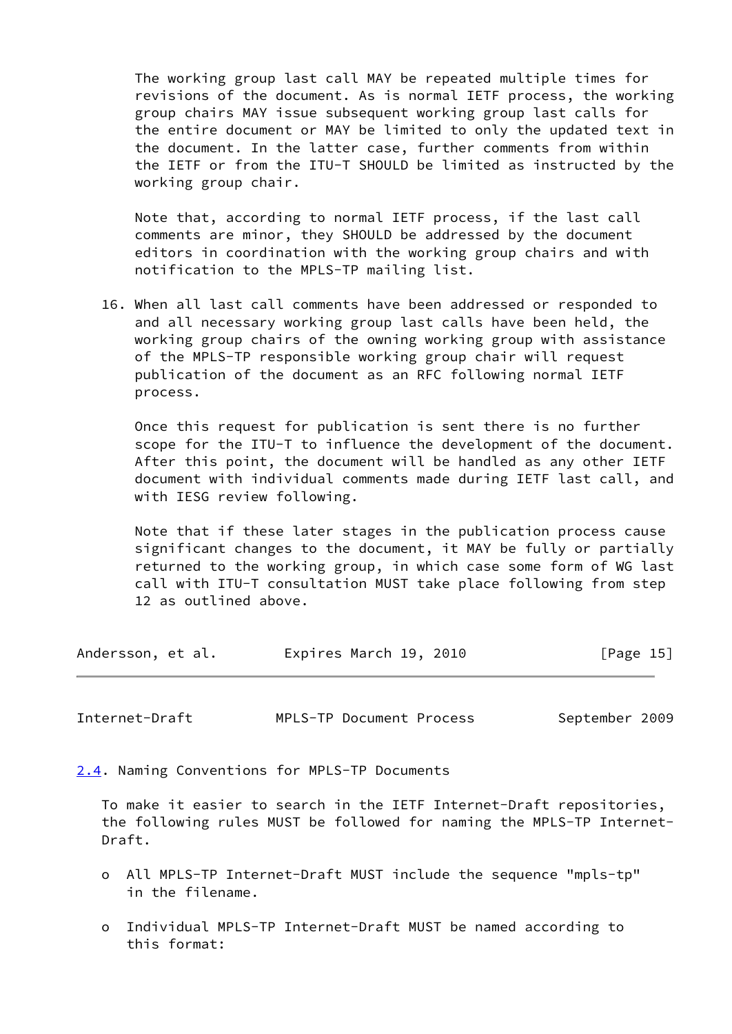The working group last call MAY be repeated multiple times for revisions of the document. As is normal IETF process, the working group chairs MAY issue subsequent working group last calls for the entire document or MAY be limited to only the updated text in the document. In the latter case, further comments from within the IETF or from the ITU-T SHOULD be limited as instructed by the working group chair.

Note that, according to normal IETF process, if the last call comments are minor, they SHOULD be addressed by the document editors in coordination with the working group chairs and with notification to the MPLS-TP mailing list.

16. When all last call comments have been addressed or responded to and all necessary working group last calls have been held, the working group chairs of the owning working group with assistance of the MPLS-TP responsible working group chair will request publication of the document as an RFC following normal IETF process.

    Once this request for publication is sent there is no further scope for the ITU-T to influence the development of the document. After this point, the document will be handled as any other IETF document with individual comments made during IETF last call, and with IESG review following.

    Note that if these later stages in the publication process cause significant changes to the document, it MAY be fully or partially returned to the working group, in which case some form of WG last call with ITU-T consultation MUST take place following from step 12 as outlined above.

## 2.4. Naming Conventions for MPLS-TP Documents

To make it easier to search in the IETF Internet-Draft repositories, the following rules MUST be followed for naming the MPLS-TP Internet-Draft.

- All MPLS-TP Internet-Draft MUST include the sequence "mpls-tp" in the filename.
- Individual MPLS-TP Internet-Draft MUST be named according to this format: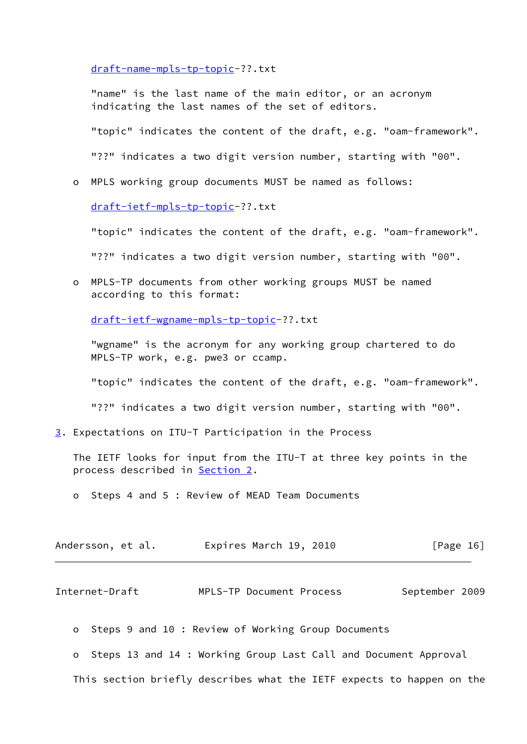draft-name-mpls-tp-topic-??.txt

"name" is the last name of the main editor, or an acronym indicating the last names of the set of editors.

"topic" indicates the content of the draft, e.g. "oam-framework".

"??" indicates a two digit version number, starting with "00".

- MPLS working group documents MUST be named as follows:

  draft-ietf-mpls-tp-topic-??.txt

  "topic" indicates the content of the draft, e.g. "oam-framework".

  "??" indicates a two digit version number, starting with "00".

- MPLS-TP documents from other working groups MUST be named according to this format:

  draft-ietf-wgname-mpls-tp-topic-??.txt

  "wgname" is the acronym for any working group chartered to do MPLS-TP work, e.g. pwe3 or ccamp.

  "topic" indicates the content of the draft, e.g. "oam-framework".

  "??" indicates a two digit version number, starting with "00".

## 3. Expectations on ITU-T Participation in the Process

The IETF looks for input from the ITU-T at three key points in the process described in Section 2.

- Steps 4 and 5 : Review of MEAD Team Documents

- Steps 9 and 10 : Review of Working Group Documents

- Steps 13 and 14 : Working Group Last Call and Document Approval

This section briefly describes what the IETF expects to happen on the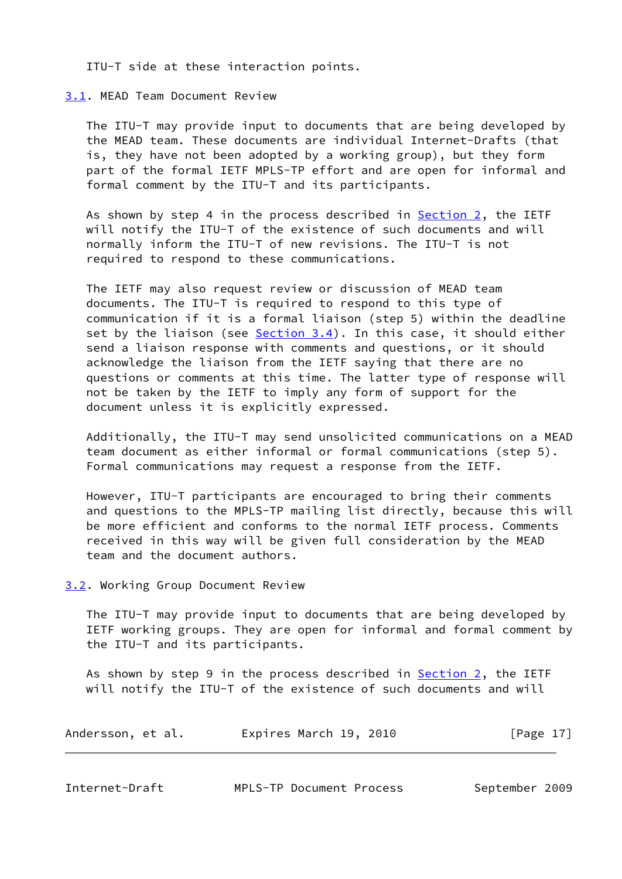ITU-T side at these interaction points.

### 3.1. MEAD Team Document Review

The ITU-T may provide input to documents that are being developed by the MEAD team. These documents are individual Internet-Drafts (that is, they have not been adopted by a working group), but they form part of the formal IETF MPLS-TP effort and are open for informal and formal comment by the ITU-T and its participants.

As shown by step 4 in the process described in Section 2, the IETF will notify the ITU-T of the existence of such documents and will normally inform the ITU-T of new revisions. The ITU-T is not required to respond to these communications.

The IETF may also request review or discussion of MEAD team documents. The ITU-T is required to respond to this type of communication if it is a formal liaison (step 5) within the deadline set by the liaison (see Section 3.4). In this case, it should either send a liaison response with comments and questions, or it should acknowledge the liaison from the IETF saying that there are no questions or comments at this time. The latter type of response will not be taken by the IETF to imply any form of support for the document unless it is explicitly expressed.

Additionally, the ITU-T may send unsolicited communications on a MEAD team document as either informal or formal communications (step 5). Formal communications may request a response from the IETF.

However, ITU-T participants are encouraged to bring their comments and questions to the MPLS-TP mailing list directly, because this will be more efficient and conforms to the normal IETF process. Comments received in this way will be given full consideration by the MEAD team and the document authors.

### 3.2. Working Group Document Review

The ITU-T may provide input to documents that are being developed by IETF working groups. They are open for informal and formal comment by the ITU-T and its participants.

As shown by step 9 in the process described in Section 2, the IETF will notify the ITU-T of the existence of such documents and will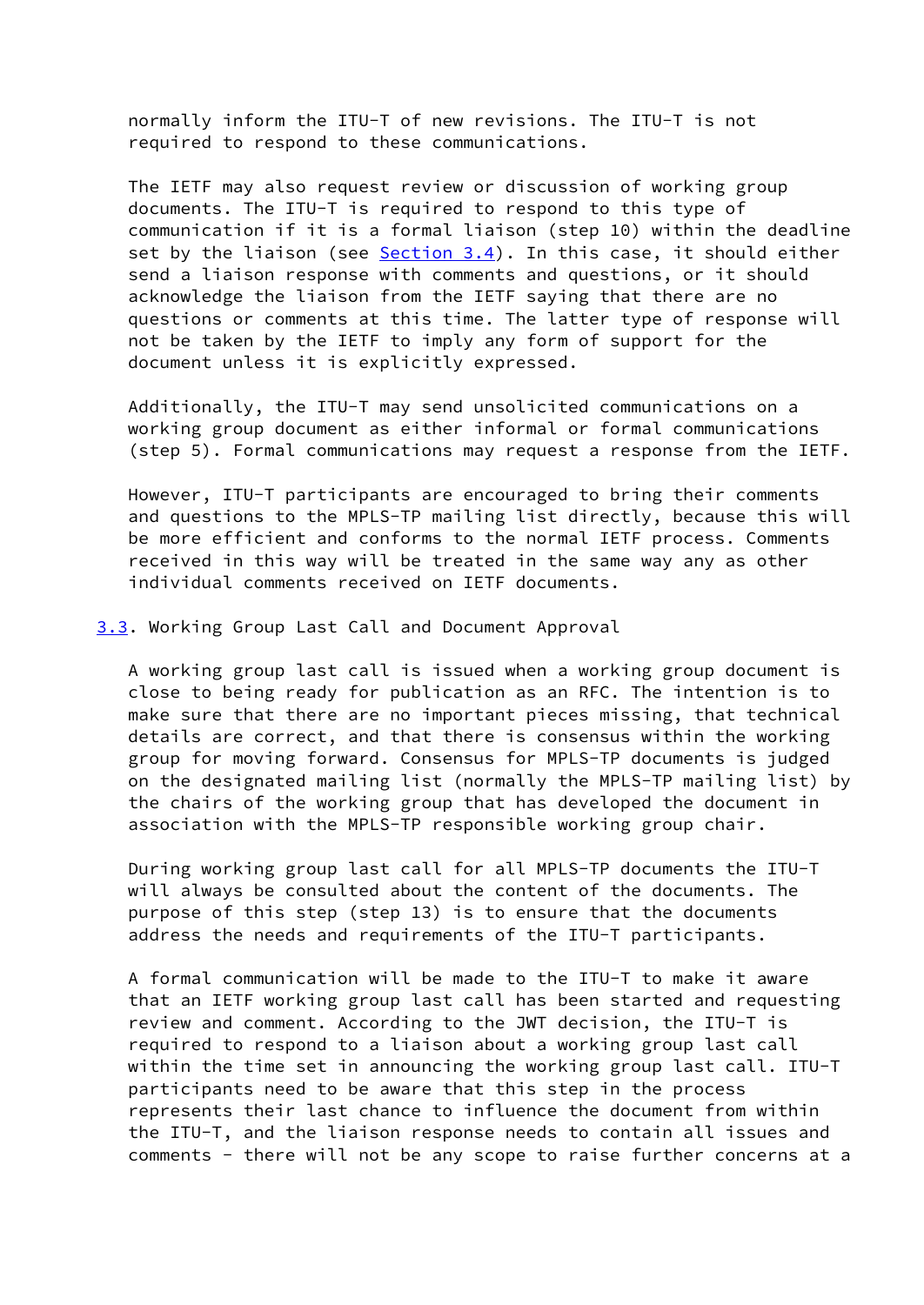normally inform the ITU-T of new revisions. The ITU-T is not required to respond to these communications.

The IETF may also request review or discussion of working group documents. The ITU-T is required to respond to this type of communication if it is a formal liaison (step 10) within the deadline set by the liaison (see Section 3.4). In this case, it should either send a liaison response with comments and questions, or it should acknowledge the liaison from the IETF saying that there are no questions or comments at this time. The latter type of response will not be taken by the IETF to imply any form of support for the document unless it is explicitly expressed.

Additionally, the ITU-T may send unsolicited communications on a working group document as either informal or formal communications (step 5). Formal communications may request a response from the IETF.

However, ITU-T participants are encouraged to bring their comments and questions to the MPLS-TP mailing list directly, because this will be more efficient and conforms to the normal IETF process. Comments received in this way will be treated in the same way any as other individual comments received on IETF documents.

### 3.3. Working Group Last Call and Document Approval

A working group last call is issued when a working group document is close to being ready for publication as an RFC. The intention is to make sure that there are no important pieces missing, that technical details are correct, and that there is consensus within the working group for moving forward. Consensus for MPLS-TP documents is judged on the designated mailing list (normally the MPLS-TP mailing list) by the chairs of the working group that has developed the document in association with the MPLS-TP responsible working group chair.

During working group last call for all MPLS-TP documents the ITU-T will always be consulted about the content of the documents. The purpose of this step (step 13) is to ensure that the documents address the needs and requirements of the ITU-T participants.

A formal communication will be made to the ITU-T to make it aware that an IETF working group last call has been started and requesting review and comment. According to the JWT decision, the ITU-T is required to respond to a liaison about a working group last call within the time set in announcing the working group last call. ITU-T participants need to be aware that this step in the process represents their last chance to influence the document from within the ITU-T, and the liaison response needs to contain all issues and comments - there will not be any scope to raise further concerns at a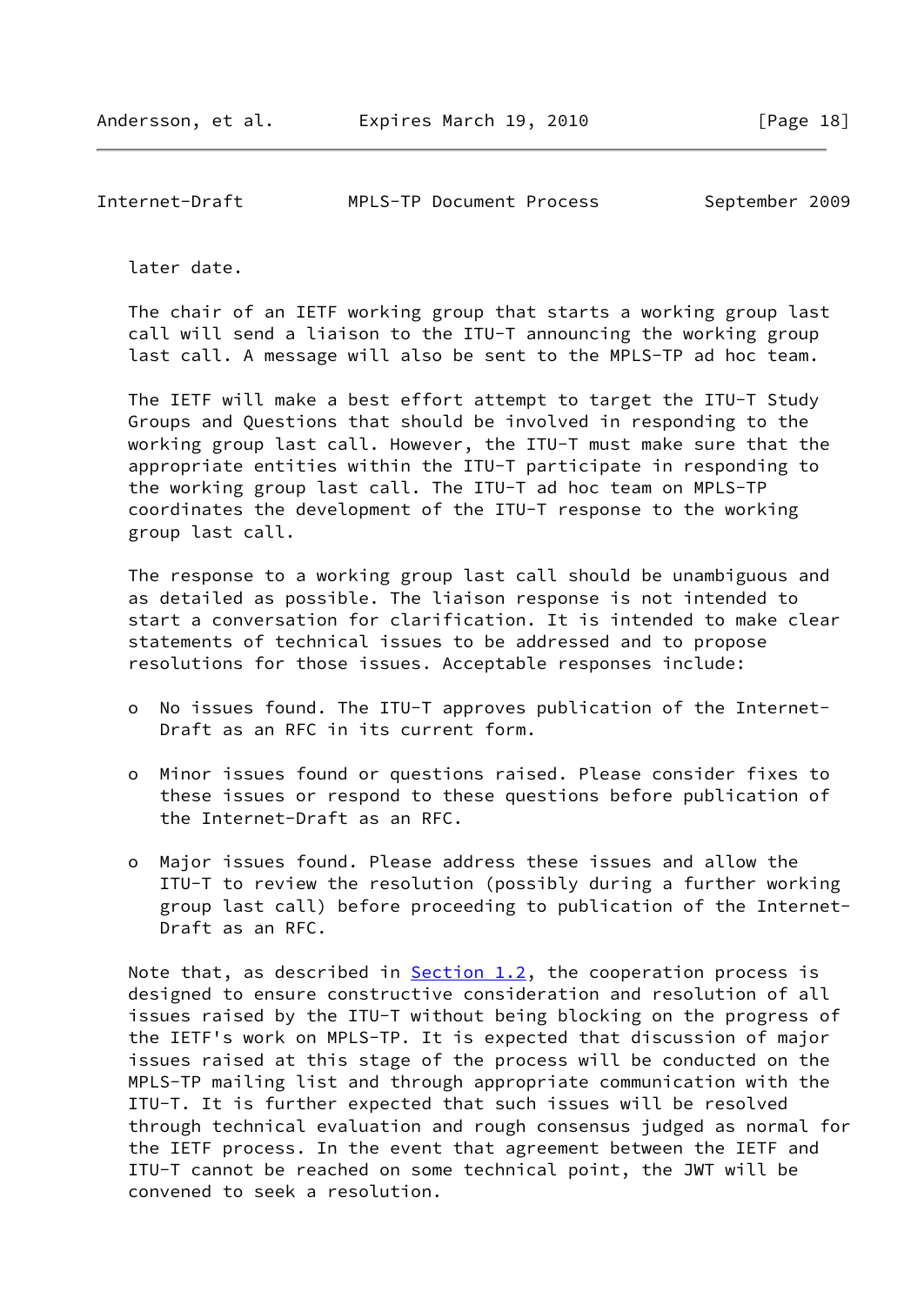later date.

The chair of an IETF working group that starts a working group last call will send a liaison to the ITU-T announcing the working group last call. A message will also be sent to the MPLS-TP ad hoc team.

The IETF will make a best effort attempt to target the ITU-T Study Groups and Questions that should be involved in responding to the working group last call. However, the ITU-T must make sure that the appropriate entities within the ITU-T participate in responding to the working group last call. The ITU-T ad hoc team on MPLS-TP coordinates the development of the ITU-T response to the working group last call.

The response to a working group last call should be unambiguous and as detailed as possible. The liaison response is not intended to start a conversation for clarification. It is intended to make clear statements of technical issues to be addressed and to propose resolutions for those issues. Acceptable responses include:

- No issues found. The ITU-T approves publication of the Internet-Draft as an RFC in its current form.
- Minor issues found or questions raised. Please consider fixes to these issues or respond to these questions before publication of the Internet-Draft as an RFC.
- Major issues found. Please address these issues and allow the ITU-T to review the resolution (possibly during a further working group last call) before proceeding to publication of the Internet-Draft as an RFC.

Note that, as described in Section 1.2, the cooperation process is designed to ensure constructive consideration and resolution of all issues raised by the ITU-T without being blocking on the progress of the IETF's work on MPLS-TP. It is expected that discussion of major issues raised at this stage of the process will be conducted on the MPLS-TP mailing list and through appropriate communication with the ITU-T. It is further expected that such issues will be resolved through technical evaluation and rough consensus judged as normal for the IETF process. In the event that agreement between the IETF and ITU-T cannot be reached on some technical point, the JWT will be convened to seek a resolution.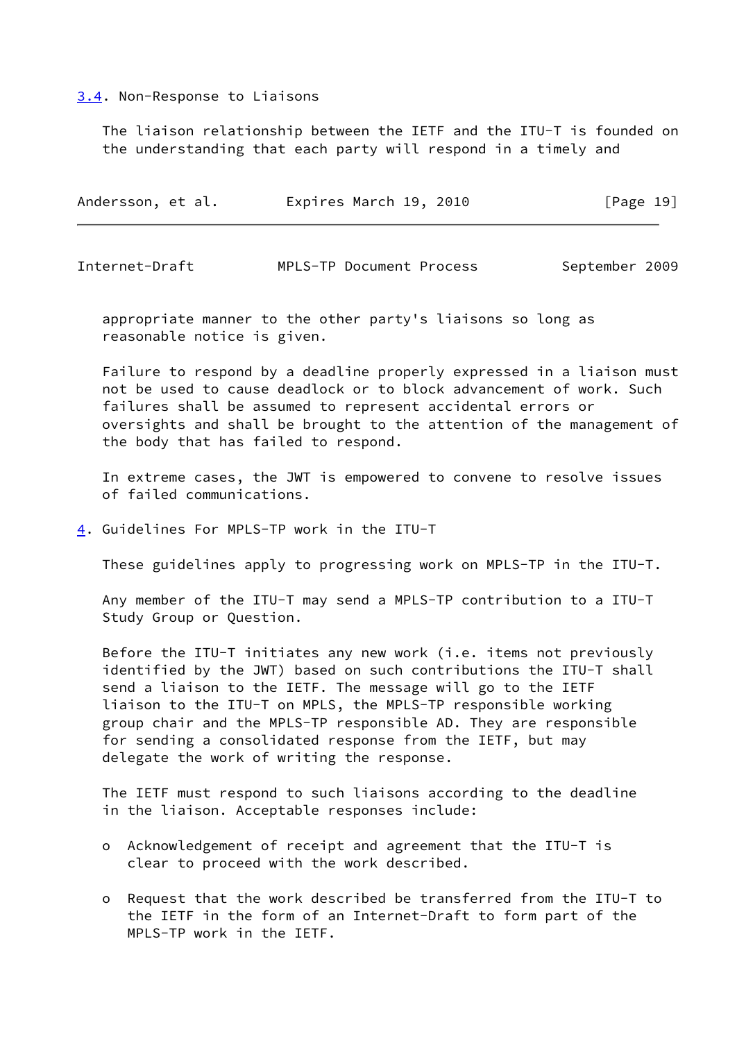### 3.4. Non-Response to Liaisons

The liaison relationship between the IETF and the ITU-T is founded on the understanding that each party will respond in a timely and appropriate manner to the other party's liaisons so long as reasonable notice is given.

Failure to respond by a deadline properly expressed in a liaison must not be used to cause deadlock or to block advancement of work. Such failures shall be assumed to represent accidental errors or oversights and shall be brought to the attention of the management of the body that has failed to respond.

In extreme cases, the JWT is empowered to convene to resolve issues of failed communications.

## 4. Guidelines For MPLS-TP work in the ITU-T

These guidelines apply to progressing work on MPLS-TP in the ITU-T.

Any member of the ITU-T may send a MPLS-TP contribution to a ITU-T Study Group or Question.

Before the ITU-T initiates any new work (i.e. items not previously identified by the JWT) based on such contributions the ITU-T shall send a liaison to the IETF. The message will go to the IETF liaison to the ITU-T on MPLS, the MPLS-TP responsible working group chair and the MPLS-TP responsible AD. They are responsible for sending a consolidated response from the IETF, but may delegate the work of writing the response.

The IETF must respond to such liaisons according to the deadline in the liaison. Acceptable responses include:

- Acknowledgement of receipt and agreement that the ITU-T is clear to proceed with the work described.
- Request that the work described be transferred from the ITU-T to the IETF in the form of an Internet-Draft to form part of the MPLS-TP work in the IETF.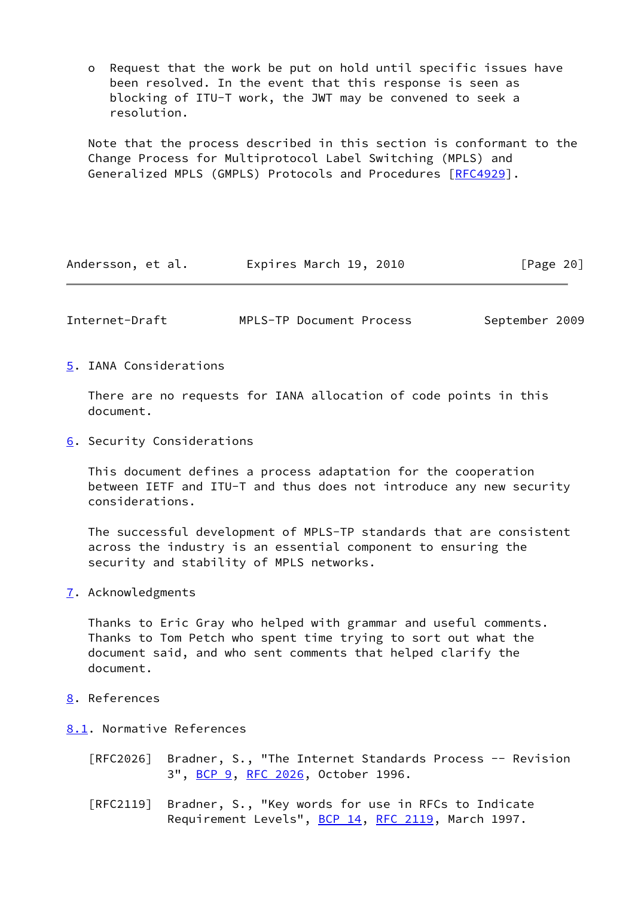- o Request that the work be put on hold until specific issues have been resolved. In the event that this response is seen as blocking of ITU-T work, the JWT may be convened to seek a resolution.

Note that the process described in this section is conformant to the Change Process for Multiprotocol Label Switching (MPLS) and Generalized MPLS (GMPLS) Protocols and Procedures [RFC4929].

## 5. IANA Considerations

There are no requests for IANA allocation of code points in this document.

## 6. Security Considerations

This document defines a process adaptation for the cooperation between IETF and ITU-T and thus does not introduce any new security considerations.

The successful development of MPLS-TP standards that are consistent across the industry is an essential component to ensuring the security and stability of MPLS networks.

## 7. Acknowledgments

Thanks to Eric Gray who helped with grammar and useful comments. Thanks to Tom Petch who spent time trying to sort out what the document said, and who sent comments that helped clarify the document.

## 8. References

### 8.1. Normative References

[RFC2026] Bradner, S., "The Internet Standards Process -- Revision 3", BCP 9, RFC 2026, October 1996.

[RFC2119] Bradner, S., "Key words for use in RFCs to Indicate Requirement Levels", BCP 14, RFC 2119, March 1997.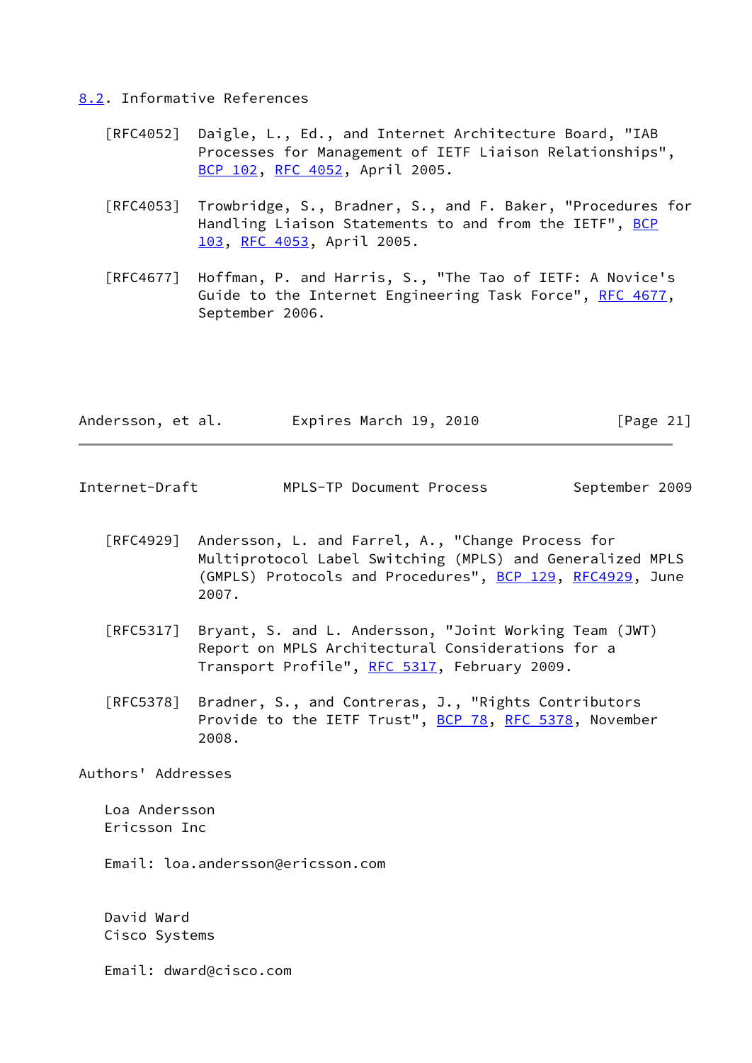## 8.2. Informative References

[RFC4052] Daigle, L., Ed., and Internet Architecture Board, "IAB Processes for Management of IETF Liaison Relationships", BCP 102, RFC 4052, April 2005.

[RFC4053] Trowbridge, S., Bradner, S., and F. Baker, "Procedures for Handling Liaison Statements to and from the IETF", BCP 103, RFC 4053, April 2005.

[RFC4677] Hoffman, P. and Harris, S., "The Tao of IETF: A Novice's Guide to the Internet Engineering Task Force", RFC 4677, September 2006.

[RFC4929] Andersson, L. and Farrel, A., "Change Process for Multiprotocol Label Switching (MPLS) and Generalized MPLS (GMPLS) Protocols and Procedures", BCP 129, RFC4929, June 2007.

[RFC5317] Bryant, S. and L. Andersson, "Joint Working Team (JWT) Report on MPLS Architectural Considerations for a Transport Profile", RFC 5317, February 2009.

[RFC5378] Bradner, S., and Contreras, J., "Rights Contributors Provide to the IETF Trust", BCP 78, RFC 5378, November 2008.

## Authors' Addresses

Loa Andersson
Ericsson Inc

Email: loa.andersson@ericsson.com

David Ward
Cisco Systems

Email: dward@cisco.com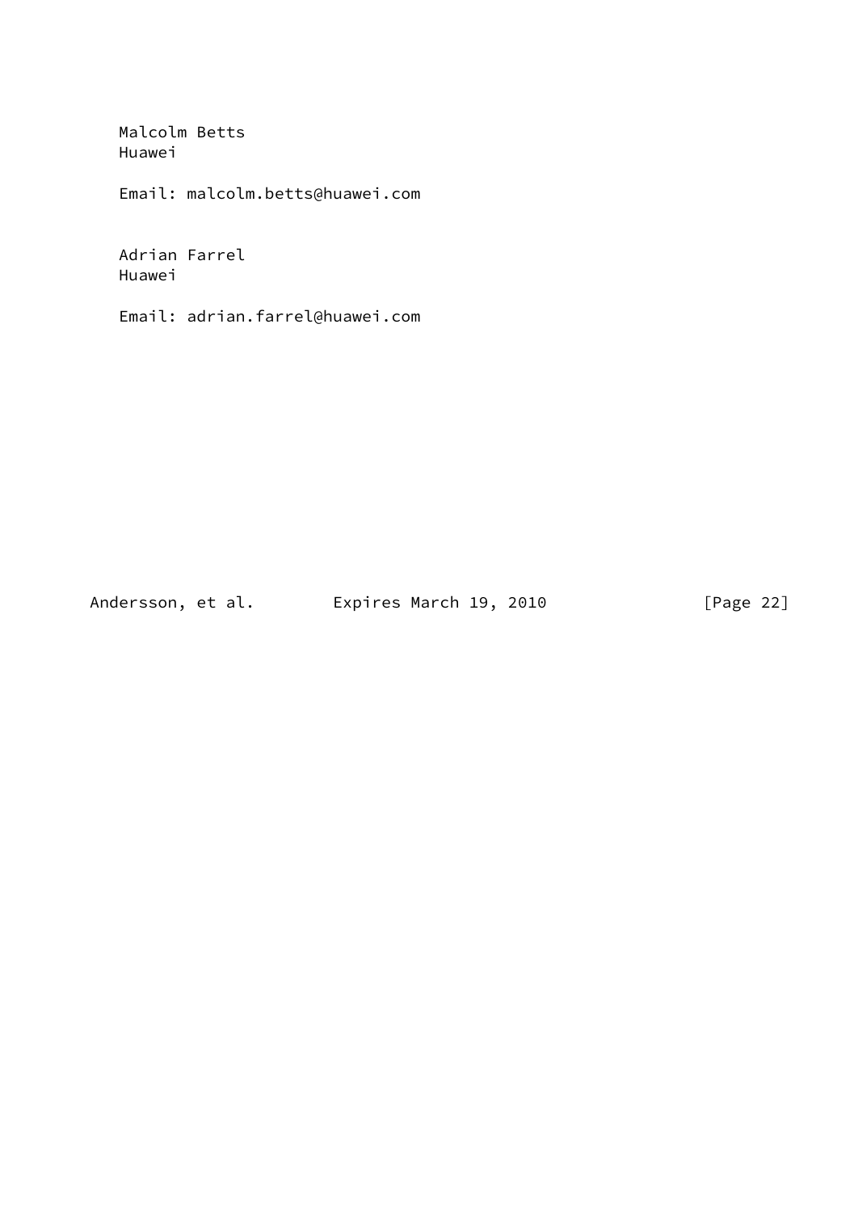Malcolm Betts
Huawei

Email: malcolm.betts@huawei.com

Adrian Farrel
Huawei

Email: adrian.farrel@huawei.com